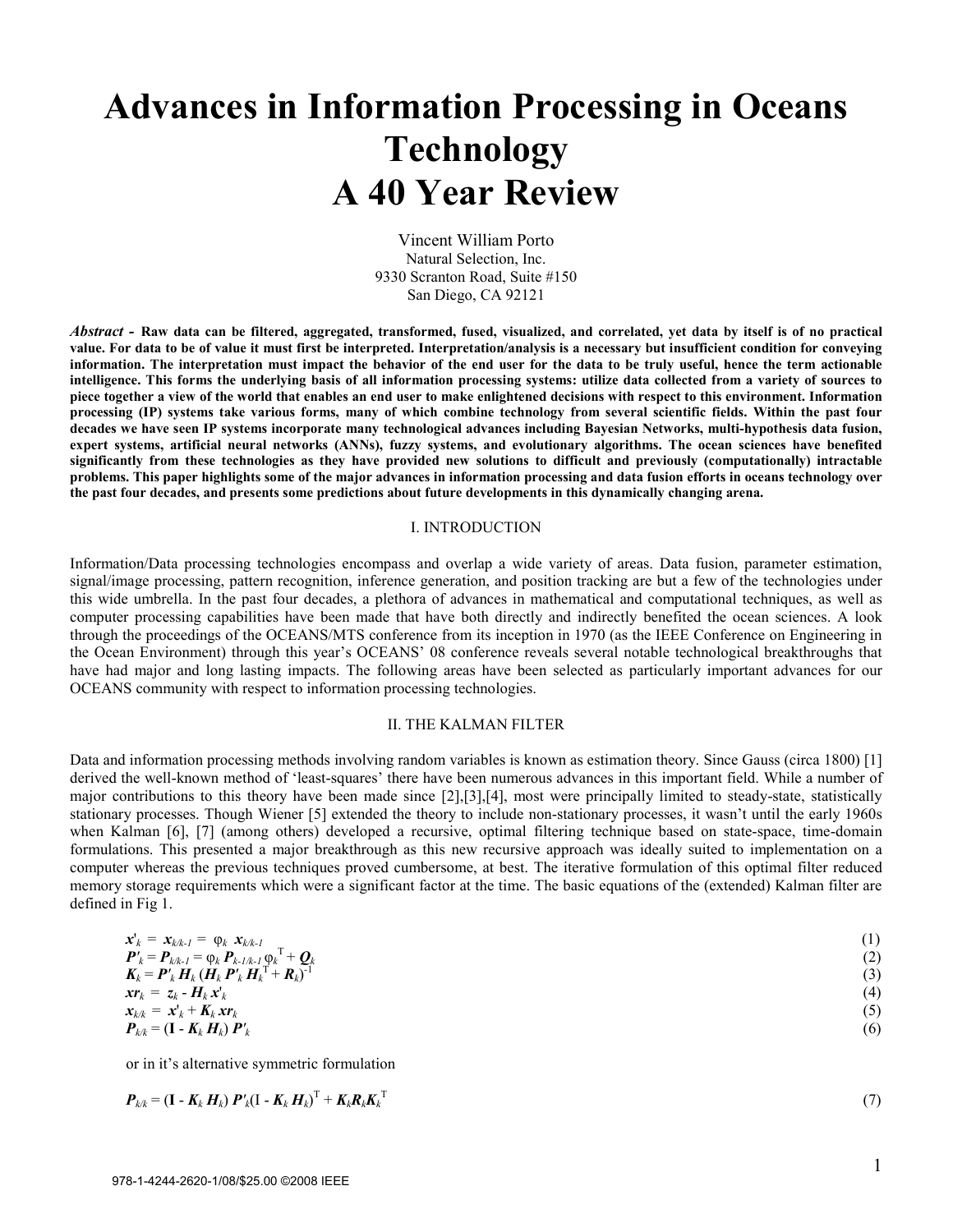# Advances in Information Processing in Oceans Technology A 40 Year Review

Vincent William Porto
Natural Selection, Inc.
9330 Scranton Road, Suite #150
San Diego, CA 92121

***Abstract* - Raw data can be filtered, aggregated, transformed, fused, visualized, and correlated, yet data by itself is of no practical value. For data to be of value it must first be interpreted. Interpretation/analysis is a necessary but insufficient condition for conveying information. The interpretation must impact the behavior of the end user for the data to be truly useful, hence the term actionable intelligence. This forms the underlying basis of all information processing systems: utilize data collected from a variety of sources to piece together a view of the world that enables an end user to make enlightened decisions with respect to this environment. Information processing (IP) systems take various forms, many of which combine technology from several scientific fields. Within the past four decades we have seen IP systems incorporate many technological advances including Bayesian Networks, multi-hypothesis data fusion, expert systems, artificial neural networks (ANNs), fuzzy systems, and evolutionary algorithms. The ocean sciences have benefited significantly from these technologies as they have provided new solutions to difficult and previously (computationally) intractable problems. This paper highlights some of the major advances in information processing and data fusion efforts in oceans technology over the past four decades, and presents some predictions about future developments in this dynamically changing arena.**

## I. INTRODUCTION

Information/Data processing technologies encompass and overlap a wide variety of areas. Data fusion, parameter estimation, signal/image processing, pattern recognition, inference generation, and position tracking are but a few of the technologies under this wide umbrella. In the past four decades, a plethora of advances in mathematical and computational techniques, as well as computer processing capabilities have been made that have both directly and indirectly benefited the ocean sciences. A look through the proceedings of the OCEANS/MTS conference from its inception in 1970 (as the IEEE Conference on Engineering in the Ocean Environment) through this year's OCEANS' 08 conference reveals several notable technological breakthroughs that have had major and long lasting impacts. The following areas have been selected as particularly important advances for our OCEANS community with respect to information processing technologies.

## II. THE KALMAN FILTER

Data and information processing methods involving random variables is known as estimation theory. Since Gauss (circa 1800) [1] derived the well-known method of 'least-squares' there have been numerous advances in this important field. While a number of major contributions to this theory have been made since [2],[3],[4], most were principally limited to steady-state, statistically stationary processes. Though Wiener [5] extended the theory to include non-stationary processes, it wasn't until the early 1960s when Kalman [6], [7] (among others) developed a recursive, optimal filtering technique based on state-space, time-domain formulations. This presented a major breakthrough as this new recursive approach was ideally suited to implementation on a computer whereas the previous techniques proved cumbersome, at best. The iterative formulation of this optimal filter reduced memory storage requirements which were a significant factor at the time. The basic equations of the (extended) Kalman filter are defined in Fig 1.

$$\boldsymbol{x'}_k = \boldsymbol{x}_{k/k-1} = \varphi_k \, \boldsymbol{x}_{k/k-1} \tag{1}$$

$$\boldsymbol{P'}_k = \boldsymbol{P}_{k/k-1} = \varphi_k \, \boldsymbol{P}_{k-1/k-1} \, \varphi_k^{\mathrm{T}} + \boldsymbol{Q}_k \tag{2}$$

$$\boldsymbol{K}_k = \boldsymbol{P'}_k \, \boldsymbol{H}_k \, (\boldsymbol{H}_k \, \boldsymbol{P'}_k \, \boldsymbol{H}_k^{\mathrm{T}} + \boldsymbol{R}_k)^{-1} \tag{3}$$

$$\boldsymbol{xr}_k = \boldsymbol{z}_k - \boldsymbol{H}_k \, \boldsymbol{x'}_k \tag{4}$$

$$\boldsymbol{x}_{k/k} = \boldsymbol{x'}_k + \boldsymbol{K}_k \, \boldsymbol{xr}_k \tag{5}$$

$$\boldsymbol{P}_{k/k} = (\mathbf{I} - \boldsymbol{K}_k \, \boldsymbol{H}_k) \, \boldsymbol{P'}_k \tag{6}$$

or in it's alternative symmetric formulation

$$\boldsymbol{P}_{k/k} = (\mathbf{I} - \boldsymbol{K}_k \, \boldsymbol{H}_k) \, \boldsymbol{P'}_k (\mathrm{I} - \boldsymbol{K}_k \, \boldsymbol{H}_k)^{\mathrm{T}} + \boldsymbol{K}_k \boldsymbol{R}_k \boldsymbol{K}_k^{\mathrm{T}} \tag{7}$$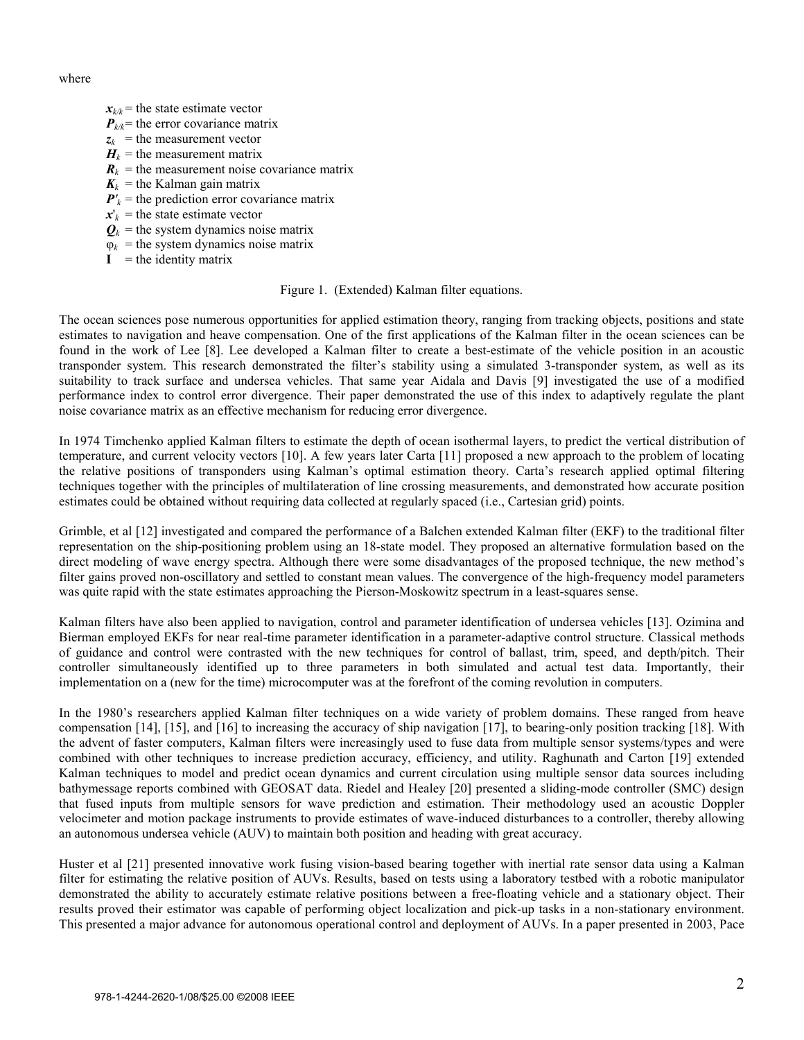where

$x_{k/k}$ = the state estimate vector
$P_{k/k}$ = the error covariance matrix
$z_k$ = the measurement vector
$H_k$ = the measurement matrix
$R_k$ = the measurement noise covariance matrix
$K_k$ = the Kalman gain matrix
$P'_k$ = the prediction error covariance matrix
$x'_k$ = the state estimate vector
$Q_k$ = the system dynamics noise matrix
$\varphi_k$ = the system dynamics noise matrix
$\mathbf{I}$ = the identity matrix

Figure 1. (Extended) Kalman filter equations.

The ocean sciences pose numerous opportunities for applied estimation theory, ranging from tracking objects, positions and state estimates to navigation and heave compensation. One of the first applications of the Kalman filter in the ocean sciences can be found in the work of Lee [8]. Lee developed a Kalman filter to create a best-estimate of the vehicle position in an acoustic transponder system. This research demonstrated the filter's stability using a simulated 3-transponder system, as well as its suitability to track surface and undersea vehicles. That same year Aidala and Davis [9] investigated the use of a modified performance index to control error divergence. Their paper demonstrated the use of this index to adaptively regulate the plant noise covariance matrix as an effective mechanism for reducing error divergence.

In 1974 Timchenko applied Kalman filters to estimate the depth of ocean isothermal layers, to predict the vertical distribution of temperature, and current velocity vectors [10]. A few years later Carta [11] proposed a new approach to the problem of locating the relative positions of transponders using Kalman's optimal estimation theory. Carta's research applied optimal filtering techniques together with the principles of multilateration of line crossing measurements, and demonstrated how accurate position estimates could be obtained without requiring data collected at regularly spaced (i.e., Cartesian grid) points.

Grimble, et al [12] investigated and compared the performance of a Balchen extended Kalman filter (EKF) to the traditional filter representation on the ship-positioning problem using an 18-state model. They proposed an alternative formulation based on the direct modeling of wave energy spectra. Although there were some disadvantages of the proposed technique, the new method's filter gains proved non-oscillatory and settled to constant mean values. The convergence of the high-frequency model parameters was quite rapid with the state estimates approaching the Pierson-Moskowitz spectrum in a least-squares sense.

Kalman filters have also been applied to navigation, control and parameter identification of undersea vehicles [13]. Ozimina and Bierman employed EKFs for near real-time parameter identification in a parameter-adaptive control structure. Classical methods of guidance and control were contrasted with the new techniques for control of ballast, trim, speed, and depth/pitch. Their controller simultaneously identified up to three parameters in both simulated and actual test data. Importantly, their implementation on a (new for the time) microcomputer was at the forefront of the coming revolution in computers.

In the 1980's researchers applied Kalman filter techniques on a wide variety of problem domains. These ranged from heave compensation [14], [15], and [16] to increasing the accuracy of ship navigation [17], to bearing-only position tracking [18]. With the advent of faster computers, Kalman filters were increasingly used to fuse data from multiple sensor systems/types and were combined with other techniques to increase prediction accuracy, efficiency, and utility. Raghunath and Carton [19] extended Kalman techniques to model and predict ocean dynamics and current circulation using multiple sensor data sources including bathymessage reports combined with GEOSAT data. Riedel and Healey [20] presented a sliding-mode controller (SMC) design that fused inputs from multiple sensors for wave prediction and estimation. Their methodology used an acoustic Doppler velocimeter and motion package instruments to provide estimates of wave-induced disturbances to a controller, thereby allowing an autonomous undersea vehicle (AUV) to maintain both position and heading with great accuracy.

Huster et al [21] presented innovative work fusing vision-based bearing together with inertial rate sensor data using a Kalman filter for estimating the relative position of AUVs. Results, based on tests using a laboratory testbed with a robotic manipulator demonstrated the ability to accurately estimate relative positions between a free-floating vehicle and a stationary object. Their results proved their estimator was capable of performing object localization and pick-up tasks in a non-stationary environment. This presented a major advance for autonomous operational control and deployment of AUVs. In a paper presented in 2003, Pace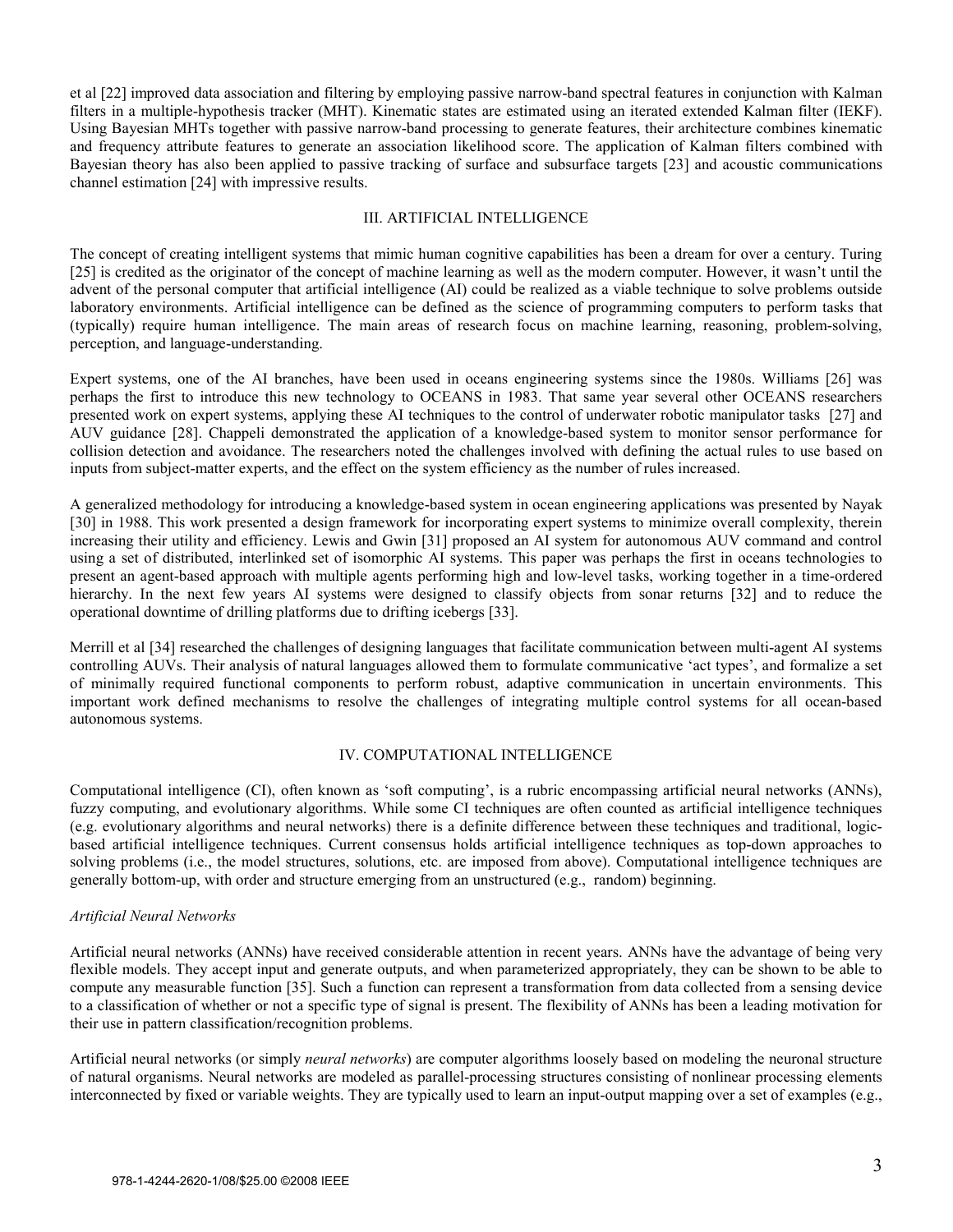et al [22] improved data association and filtering by employing passive narrow-band spectral features in conjunction with Kalman filters in a multiple-hypothesis tracker (MHT). Kinematic states are estimated using an iterated extended Kalman filter (IEKF). Using Bayesian MHTs together with passive narrow-band processing to generate features, their architecture combines kinematic and frequency attribute features to generate an association likelihood score. The application of Kalman filters combined with Bayesian theory has also been applied to passive tracking of surface and subsurface targets [23] and acoustic communications channel estimation [24] with impressive results.

## III. ARTIFICIAL INTELLIGENCE

The concept of creating intelligent systems that mimic human cognitive capabilities has been a dream for over a century. Turing [25] is credited as the originator of the concept of machine learning as well as the modern computer. However, it wasn't until the advent of the personal computer that artificial intelligence (AI) could be realized as a viable technique to solve problems outside laboratory environments. Artificial intelligence can be defined as the science of programming computers to perform tasks that (typically) require human intelligence. The main areas of research focus on machine learning, reasoning, problem-solving, perception, and language-understanding.

Expert systems, one of the AI branches, have been used in oceans engineering systems since the 1980s. Williams [26] was perhaps the first to introduce this new technology to OCEANS in 1983. That same year several other OCEANS researchers presented work on expert systems, applying these AI techniques to the control of underwater robotic manipulator tasks [27] and AUV guidance [28]. Chappeli demonstrated the application of a knowledge-based system to monitor sensor performance for collision detection and avoidance. The researchers noted the challenges involved with defining the actual rules to use based on inputs from subject-matter experts, and the effect on the system efficiency as the number of rules increased.

A generalized methodology for introducing a knowledge-based system in ocean engineering applications was presented by Nayak [30] in 1988. This work presented a design framework for incorporating expert systems to minimize overall complexity, therein increasing their utility and efficiency. Lewis and Gwin [31] proposed an AI system for autonomous AUV command and control using a set of distributed, interlinked set of isomorphic AI systems. This paper was perhaps the first in oceans technologies to present an agent-based approach with multiple agents performing high and low-level tasks, working together in a time-ordered hierarchy. In the next few years AI systems were designed to classify objects from sonar returns [32] and to reduce the operational downtime of drilling platforms due to drifting icebergs [33].

Merrill et al [34] researched the challenges of designing languages that facilitate communication between multi-agent AI systems controlling AUVs. Their analysis of natural languages allowed them to formulate communicative 'act types', and formalize a set of minimally required functional components to perform robust, adaptive communication in uncertain environments. This important work defined mechanisms to resolve the challenges of integrating multiple control systems for all ocean-based autonomous systems.

## IV. COMPUTATIONAL INTELLIGENCE

Computational intelligence (CI), often known as 'soft computing', is a rubric encompassing artificial neural networks (ANNs), fuzzy computing, and evolutionary algorithms. While some CI techniques are often counted as artificial intelligence techniques (e.g. evolutionary algorithms and neural networks) there is a definite difference between these techniques and traditional, logic-based artificial intelligence techniques. Current consensus holds artificial intelligence techniques as top-down approaches to solving problems (i.e., the model structures, solutions, etc. are imposed from above). Computational intelligence techniques are generally bottom-up, with order and structure emerging from an unstructured (e.g., random) beginning.

### *Artificial Neural Networks*

Artificial neural networks (ANNs) have received considerable attention in recent years. ANNs have the advantage of being very flexible models. They accept input and generate outputs, and when parameterized appropriately, they can be shown to be able to compute any measurable function [35]. Such a function can represent a transformation from data collected from a sensing device to a classification of whether or not a specific type of signal is present. The flexibility of ANNs has been a leading motivation for their use in pattern classification/recognition problems.

Artificial neural networks (or simply *neural networks*) are computer algorithms loosely based on modeling the neuronal structure of natural organisms. Neural networks are modeled as parallel-processing structures consisting of nonlinear processing elements interconnected by fixed or variable weights. They are typically used to learn an input-output mapping over a set of examples (e.g.,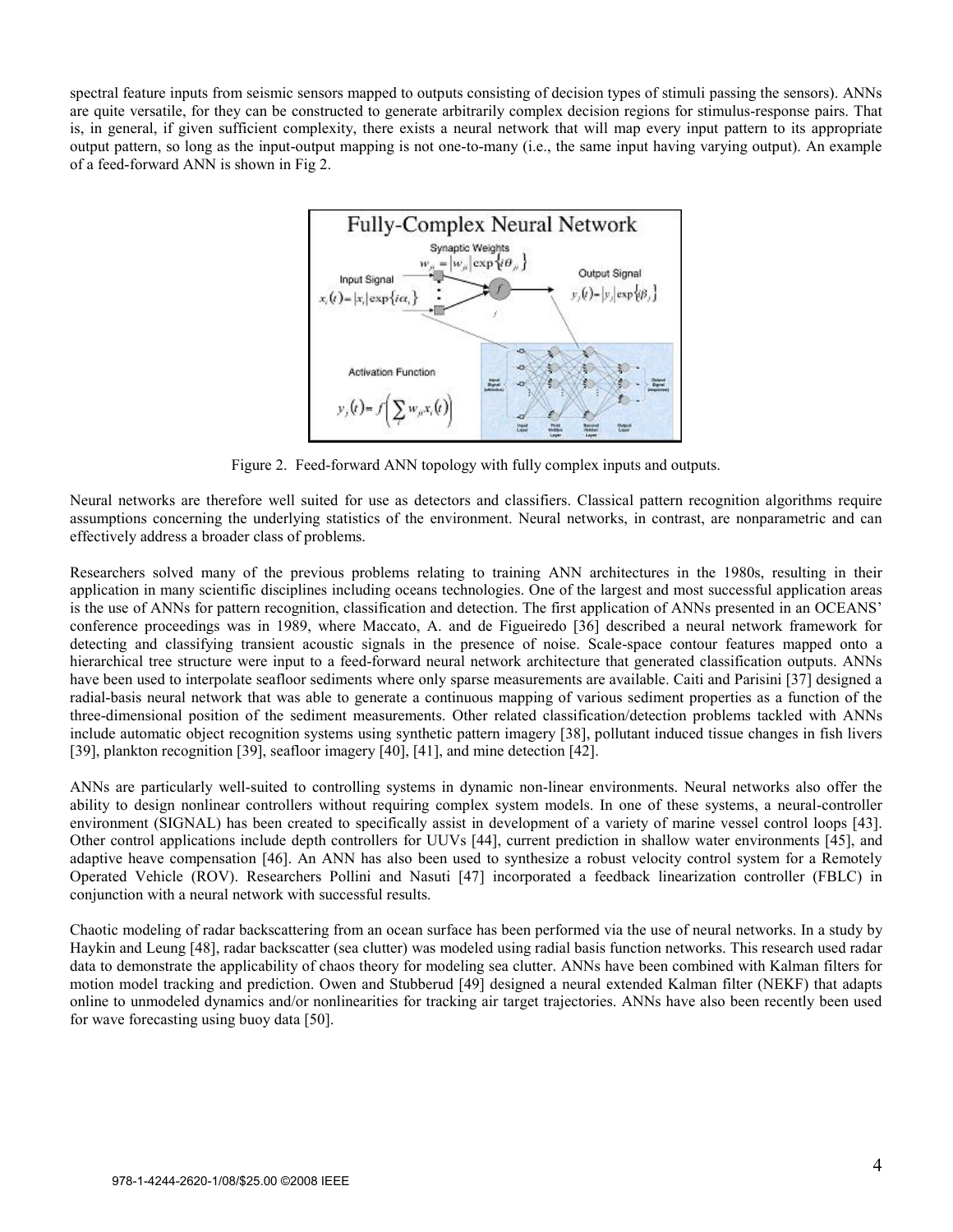spectral feature inputs from seismic sensors mapped to outputs consisting of decision types of stimuli passing the sensors). ANNs are quite versatile, for they can be constructed to generate arbitrarily complex decision regions for stimulus-response pairs. That is, in general, if given sufficient complexity, there exists a neural network that will map every input pattern to its appropriate output pattern, so long as the input-output mapping is not one-to-many (i.e., the same input having varying output). An example of a feed-forward ANN is shown in Fig 2.

Figure 2. Feed-forward ANN topology with fully complex inputs and outputs.

Neural networks are therefore well suited for use as detectors and classifiers. Classical pattern recognition algorithms require assumptions concerning the underlying statistics of the environment. Neural networks, in contrast, are nonparametric and can effectively address a broader class of problems.

Researchers solved many of the previous problems relating to training ANN architectures in the 1980s, resulting in their application in many scientific disciplines including oceans technologies. One of the largest and most successful application areas is the use of ANNs for pattern recognition, classification and detection. The first application of ANNs presented in an OCEANS' conference proceedings was in 1989, where Maccato, A. and de Figueiredo [36] described a neural network framework for detecting and classifying transient acoustic signals in the presence of noise. Scale-space contour features mapped onto a hierarchical tree structure were input to a feed-forward neural network architecture that generated classification outputs. ANNs have been used to interpolate seafloor sediments where only sparse measurements are available. Caiti and Parisini [37] designed a radial-basis neural network that was able to generate a continuous mapping of various sediment properties as a function of the three-dimensional position of the sediment measurements. Other related classification/detection problems tackled with ANNs include automatic object recognition systems using synthetic pattern imagery [38], pollutant induced tissue changes in fish livers [39], plankton recognition [39], seafloor imagery [40], [41], and mine detection [42].

ANNs are particularly well-suited to controlling systems in dynamic non-linear environments. Neural networks also offer the ability to design nonlinear controllers without requiring complex system models. In one of these systems, a neural-controller environment (SIGNAL) has been created to specifically assist in development of a variety of marine vessel control loops [43]. Other control applications include depth controllers for UUVs [44], current prediction in shallow water environments [45], and adaptive heave compensation [46]. An ANN has also been used to synthesize a robust velocity control system for a Remotely Operated Vehicle (ROV). Researchers Pollini and Nasuti [47] incorporated a feedback linearization controller (FBLC) in conjunction with a neural network with successful results.

Chaotic modeling of radar backscattering from an ocean surface has been performed via the use of neural networks. In a study by Haykin and Leung [48], radar backscatter (sea clutter) was modeled using radial basis function networks. This research used radar data to demonstrate the applicability of chaos theory for modeling sea clutter. ANNs have been combined with Kalman filters for motion model tracking and prediction. Owen and Stubberud [49] designed a neural extended Kalman filter (NEKF) that adapts online to unmodeled dynamics and/or nonlinearities for tracking air target trajectories. ANNs have also been recently been used for wave forecasting using buoy data [50].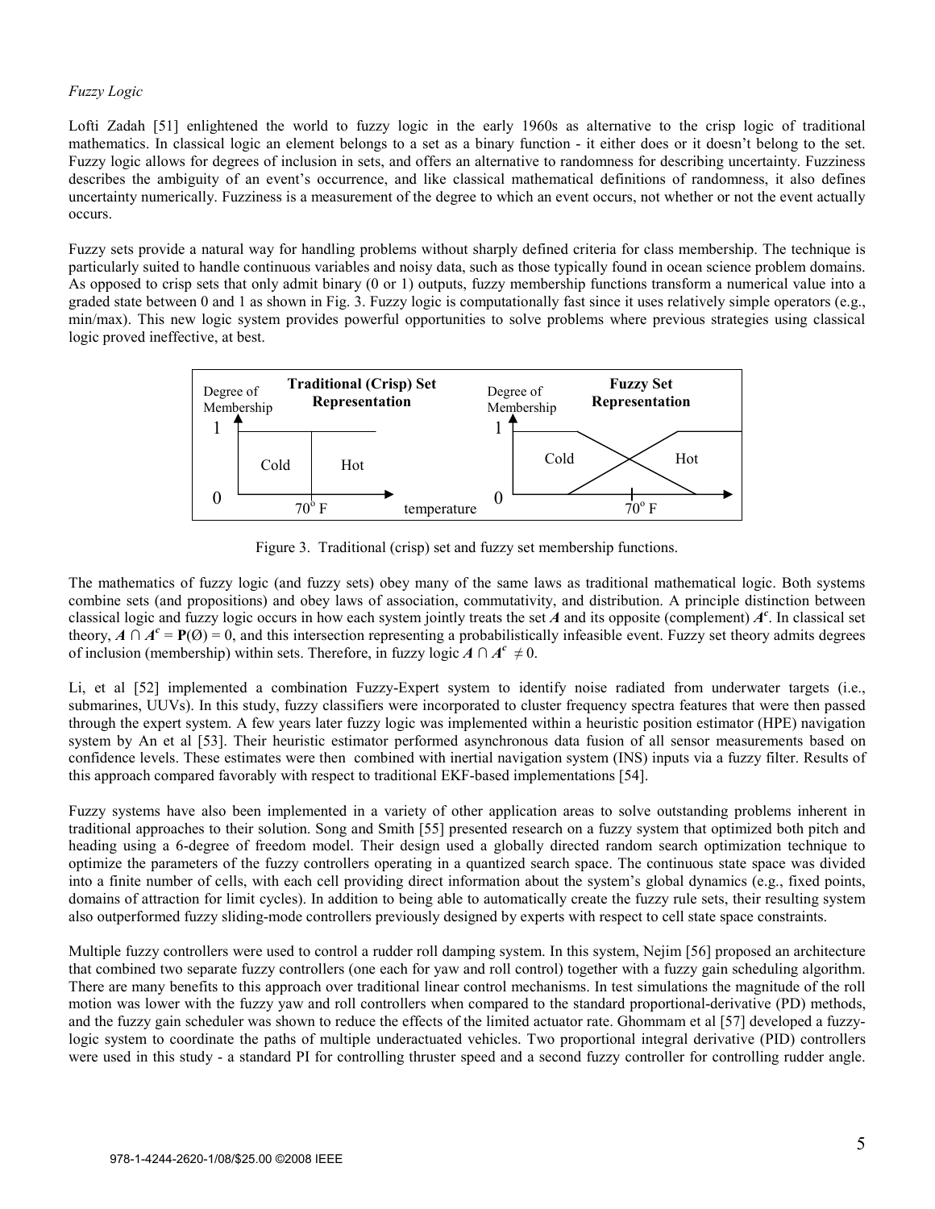*Fuzzy Logic*

Lofti Zadah [51] enlightened the world to fuzzy logic in the early 1960s as alternative to the crisp logic of traditional mathematics. In classical logic an element belongs to a set as a binary function - it either does or it doesn't belong to the set. Fuzzy logic allows for degrees of inclusion in sets, and offers an alternative to randomness for describing uncertainty. Fuzziness describes the ambiguity of an event's occurrence, and like classical mathematical definitions of randomness, it also defines uncertainty numerically. Fuzziness is a measurement of the degree to which an event occurs, not whether or not the event actually occurs.

Fuzzy sets provide a natural way for handling problems without sharply defined criteria for class membership. The technique is particularly suited to handle continuous variables and noisy data, such as those typically found in ocean science problem domains. As opposed to crisp sets that only admit binary (0 or 1) outputs, fuzzy membership functions transform a numerical value into a graded state between 0 and 1 as shown in Fig. 3. Fuzzy logic is computationally fast since it uses relatively simple operators (e.g., min/max). This new logic system provides powerful opportunities to solve problems where previous strategies using classical logic proved ineffective, at best.

Figure 3. Traditional (crisp) set and fuzzy set membership functions.

The mathematics of fuzzy logic (and fuzzy sets) obey many of the same laws as traditional mathematical logic. Both systems combine sets (and propositions) and obey laws of association, commutativity, and distribution. A principle distinction between classical logic and fuzzy logic occurs in how each system jointly treats the set $\boldsymbol{A}$ and its opposite (complement) $\boldsymbol{A}^c$. In classical set theory, $\boldsymbol{A} \cap \boldsymbol{A}^c = \mathbf{P}(\emptyset) = 0$, and this intersection representing a probabilistically infeasible event. Fuzzy set theory admits degrees of inclusion (membership) within sets. Therefore, in fuzzy logic $\boldsymbol{A} \cap \boldsymbol{A}^c \neq 0$.

Li, et al [52] implemented a combination Fuzzy-Expert system to identify noise radiated from underwater targets (i.e., submarines, UUVs). In this study, fuzzy classifiers were incorporated to cluster frequency spectra features that were then passed through the expert system. A few years later fuzzy logic was implemented within a heuristic position estimator (HPE) navigation system by An et al [53]. Their heuristic estimator performed asynchronous data fusion of all sensor measurements based on confidence levels. These estimates were then combined with inertial navigation system (INS) inputs via a fuzzy filter. Results of this approach compared favorably with respect to traditional EKF-based implementations [54].

Fuzzy systems have also been implemented in a variety of other application areas to solve outstanding problems inherent in traditional approaches to their solution. Song and Smith [55] presented research on a fuzzy system that optimized both pitch and heading using a 6-degree of freedom model. Their design used a globally directed random search optimization technique to optimize the parameters of the fuzzy controllers operating in a quantized search space. The continuous state space was divided into a finite number of cells, with each cell providing direct information about the system's global dynamics (e.g., fixed points, domains of attraction for limit cycles). In addition to being able to automatically create the fuzzy rule sets, their resulting system also outperformed fuzzy sliding-mode controllers previously designed by experts with respect to cell state space constraints.

Multiple fuzzy controllers were used to control a rudder roll damping system. In this system, Nejim [56] proposed an architecture that combined two separate fuzzy controllers (one each for yaw and roll control) together with a fuzzy gain scheduling algorithm. There are many benefits to this approach over traditional linear control mechanisms. In test simulations the magnitude of the roll motion was lower with the fuzzy yaw and roll controllers when compared to the standard proportional-derivative (PD) methods, and the fuzzy gain scheduler was shown to reduce the effects of the limited actuator rate. Ghommam et al [57] developed a fuzzy-logic system to coordinate the paths of multiple underactuated vehicles. Two proportional integral derivative (PID) controllers were used in this study - a standard PI for controlling thruster speed and a second fuzzy controller for controlling rudder angle.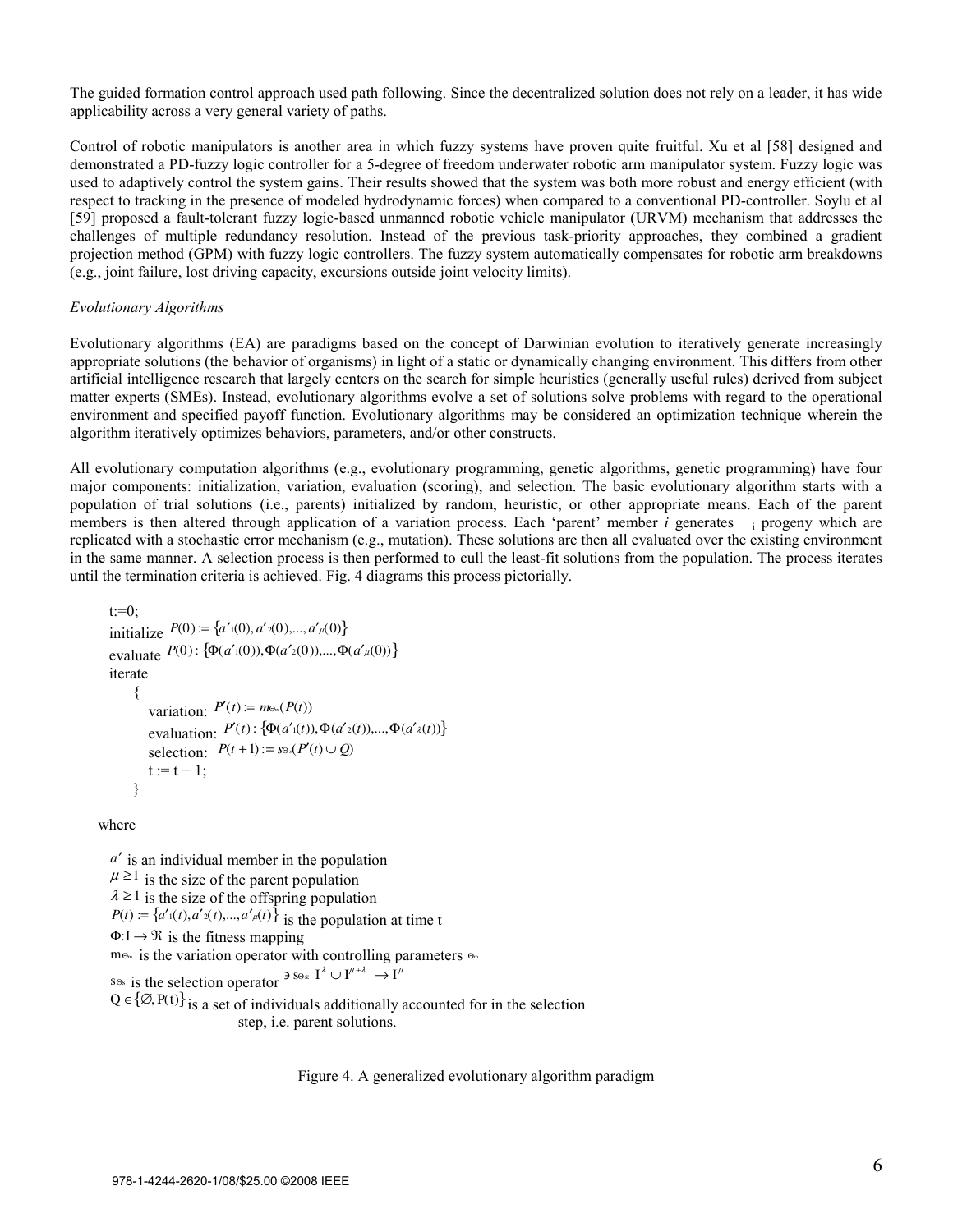The guided formation control approach used path following. Since the decentralized solution does not rely on a leader, it has wide applicability across a very general variety of paths.

Control of robotic manipulators is another area in which fuzzy systems have proven quite fruitful. Xu et al [58] designed and demonstrated a PD-fuzzy logic controller for a 5-degree of freedom underwater robotic arm manipulator system. Fuzzy logic was used to adaptively control the system gains. Their results showed that the system was both more robust and energy efficient (with respect to tracking in the presence of modeled hydrodynamic forces) when compared to a conventional PD-controller. Soylu et al [59] proposed a fault-tolerant fuzzy logic-based unmanned robotic vehicle manipulator (URVM) mechanism that addresses the challenges of multiple redundancy resolution. Instead of the previous task-priority approaches, they combined a gradient projection method (GPM) with fuzzy logic controllers. The fuzzy system automatically compensates for robotic arm breakdowns (e.g., joint failure, lost driving capacity, excursions outside joint velocity limits).

*Evolutionary Algorithms*

Evolutionary algorithms (EA) are paradigms based on the concept of Darwinian evolution to iteratively generate increasingly appropriate solutions (the behavior of organisms) in light of a static or dynamically changing environment. This differs from other artificial intelligence research that largely centers on the search for simple heuristics (generally useful rules) derived from subject matter experts (SMEs). Instead, evolutionary algorithms evolve a set of solutions solve problems with regard to the operational environment and specified payoff function. Evolutionary algorithms may be considered an optimization technique wherein the algorithm iteratively optimizes behaviors, parameters, and/or other constructs.

All evolutionary computation algorithms (e.g., evolutionary programming, genetic algorithms, genetic programming) have four major components: initialization, variation, evaluation (scoring), and selection. The basic evolutionary algorithm starts with a population of trial solutions (i.e., parents) initialized by random, heuristic, or other appropriate means. Each of the parent members is then altered through application of a variation process. Each 'parent' member *i* generates $_i$ progeny which are replicated with a stochastic error mechanism (e.g., mutation). These solutions are then all evaluated over the existing environment in the same manner. A selection process is then performed to cull the least-fit solutions from the population. The process iterates until the termination criteria is achieved. Fig. 4 diagrams this process pictorially.

t:=0;
initialize $P(0) := \{a'_1(0), a'_2(0), ..., a'_\mu(0)\}$
evaluate $P(0) : \{\Phi(a'_1(0)), \Phi(a'_2(0)), ..., \Phi(a'_\mu(0))\}$
iterate
{
variation: $P'(t) := m_{\Theta_m}(P(t))$
evaluation: $P'(t) : \{\Phi(a'_1(t)), \Phi(a'_2(t)), ..., \Phi(a'_\lambda(t))\}$
selection: $P(t+1) := s_{\Theta_s}(P'(t) \cup Q)$
t := t + 1;
}

where

$a'$ is an individual member in the population
$\mu \geq 1$ is the size of the parent population
$\lambda \geq 1$ is the size of the offspring population
$P(t) := \{a'_1(t), a'_2(t), ..., a'_\mu(t)\}$ is the population at time t
$\Phi : I \rightarrow \Re$ is the fitness mapping
$m_{\Theta_m}$ is the variation operator with controlling parameters $\Theta_m$
$s_{\Theta_s}$ is the selection operator $\ni s_{\Theta_s}\ I^\lambda \cup I^{\mu+\lambda} \rightarrow I^\mu$
$Q \in \{\emptyset, P(t)\}$ is a set of individuals additionally accounted for in the selection step, i.e. parent solutions.

Figure 4. A generalized evolutionary algorithm paradigm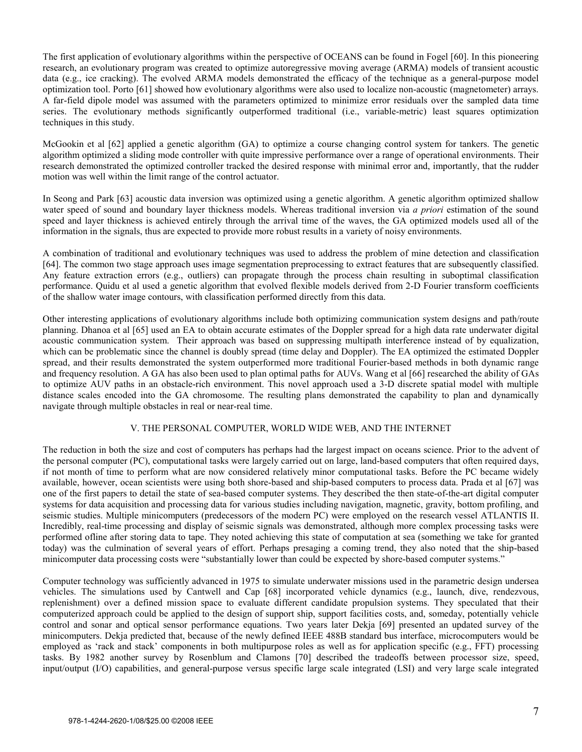The first application of evolutionary algorithms within the perspective of OCEANS can be found in Fogel [60]. In this pioneering research, an evolutionary program was created to optimize autoregressive moving average (ARMA) models of transient acoustic data (e.g., ice cracking). The evolved ARMA models demonstrated the efficacy of the technique as a general-purpose model optimization tool. Porto [61] showed how evolutionary algorithms were also used to localize non-acoustic (magnetometer) arrays. A far-field dipole model was assumed with the parameters optimized to minimize error residuals over the sampled data time series. The evolutionary methods significantly outperformed traditional (i.e., variable-metric) least squares optimization techniques in this study.

McGookin et al [62] applied a genetic algorithm (GA) to optimize a course changing control system for tankers. The genetic algorithm optimized a sliding mode controller with quite impressive performance over a range of operational environments. Their research demonstrated the optimized controller tracked the desired response with minimal error and, importantly, that the rudder motion was well within the limit range of the control actuator.

In Seong and Park [63] acoustic data inversion was optimized using a genetic algorithm. A genetic algorithm optimized shallow water speed of sound and boundary layer thickness models. Whereas traditional inversion via *a priori* estimation of the sound speed and layer thickness is achieved entirely through the arrival time of the waves, the GA optimized models used all of the information in the signals, thus are expected to provide more robust results in a variety of noisy environments.

A combination of traditional and evolutionary techniques was used to address the problem of mine detection and classification [64]. The common two stage approach uses image segmentation preprocessing to extract features that are subsequently classified. Any feature extraction errors (e.g., outliers) can propagate through the process chain resulting in suboptimal classification performance. Quidu et al used a genetic algorithm that evolved flexible models derived from 2-D Fourier transform coefficients of the shallow water image contours, with classification performed directly from this data.

Other interesting applications of evolutionary algorithms include both optimizing communication system designs and path/route planning. Dhanoa et al [65] used an EA to obtain accurate estimates of the Doppler spread for a high data rate underwater digital acoustic communication system. Their approach was based on suppressing multipath interference instead of by equalization, which can be problematic since the channel is doubly spread (time delay and Doppler). The EA optimized the estimated Doppler spread, and their results demonstrated the system outperformed more traditional Fourier-based methods in both dynamic range and frequency resolution. A GA has also been used to plan optimal paths for AUVs. Wang et al [66] researched the ability of GAs to optimize AUV paths in an obstacle-rich environment. This novel approach used a 3-D discrete spatial model with multiple distance scales encoded into the GA chromosome. The resulting plans demonstrated the capability to plan and dynamically navigate through multiple obstacles in real or near-real time.

## V. THE PERSONAL COMPUTER, WORLD WIDE WEB, AND THE INTERNET

The reduction in both the size and cost of computers has perhaps had the largest impact on oceans science. Prior to the advent of the personal computer (PC), computational tasks were largely carried out on large, land-based computers that often required days, if not month of time to perform what are now considered relatively minor computational tasks. Before the PC became widely available, however, ocean scientists were using both shore-based and ship-based computers to process data. Prada et al [67] was one of the first papers to detail the state of sea-based computer systems. They described the then state-of-the-art digital computer systems for data acquisition and processing data for various studies including navigation, magnetic, gravity, bottom profiling, and seismic studies. Multiple minicomputers (predecessors of the modern PC) were employed on the research vessel ATLANTIS II. Incredibly, real-time processing and display of seismic signals was demonstrated, although more complex processing tasks were performed ofline after storing data to tape. They noted achieving this state of computation at sea (something we take for granted today) was the culmination of several years of effort. Perhaps presaging a coming trend, they also noted that the ship-based minicomputer data processing costs were "substantially lower than could be expected by shore-based computer systems."

Computer technology was sufficiently advanced in 1975 to simulate underwater missions used in the parametric design undersea vehicles. The simulations used by Cantwell and Cap [68] incorporated vehicle dynamics (e.g., launch, dive, rendezvous, replenishment) over a defined mission space to evaluate different candidate propulsion systems. They speculated that their computerized approach could be applied to the design of support ship, support facilities costs, and, someday, potentially vehicle control and sonar and optical sensor performance equations. Two years later Dekja [69] presented an updated survey of the minicomputers. Dekja predicted that, because of the newly defined IEEE 488B standard bus interface, microcomputers would be employed as 'rack and stack' components in both multipurpose roles as well as for application specific (e.g., FFT) processing tasks. By 1982 another survey by Rosenblum and Clamons [70] described the tradeoffs between processor size, speed, input/output (I/O) capabilities, and general-purpose versus specific large scale integrated (LSI) and very large scale integrated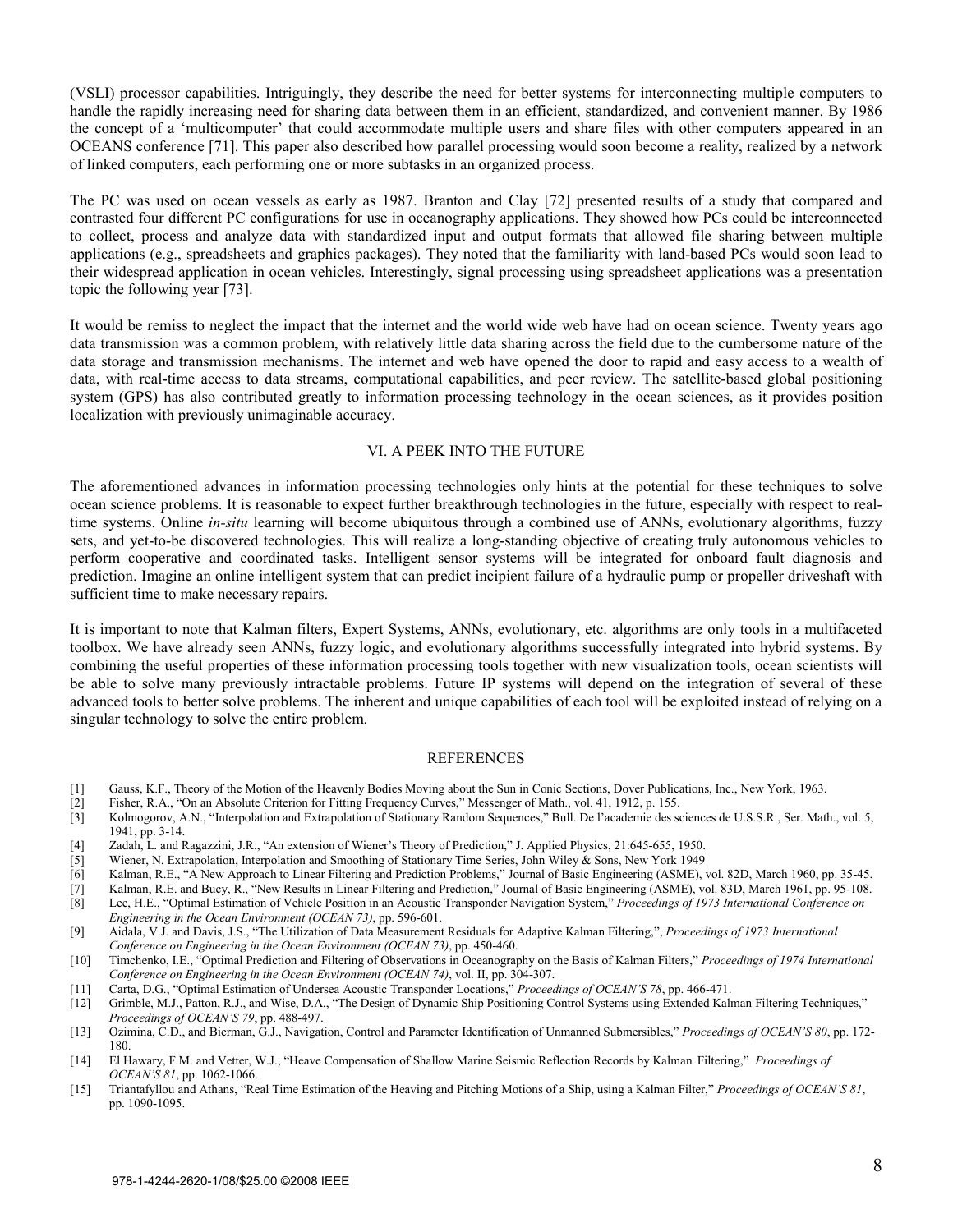(VSLI) processor capabilities. Intriguingly, they describe the need for better systems for interconnecting multiple computers to handle the rapidly increasing need for sharing data between them in an efficient, standardized, and convenient manner. By 1986 the concept of a 'multicomputer' that could accommodate multiple users and share files with other computers appeared in an OCEANS conference [71]. This paper also described how parallel processing would soon become a reality, realized by a network of linked computers, each performing one or more subtasks in an organized process.

The PC was used on ocean vessels as early as 1987. Branton and Clay [72] presented results of a study that compared and contrasted four different PC configurations for use in oceanography applications. They showed how PCs could be interconnected to collect, process and analyze data with standardized input and output formats that allowed file sharing between multiple applications (e.g., spreadsheets and graphics packages). They noted that the familiarity with land-based PCs would soon lead to their widespread application in ocean vehicles. Interestingly, signal processing using spreadsheet applications was a presentation topic the following year [73].

It would be remiss to neglect the impact that the internet and the world wide web have had on ocean science. Twenty years ago data transmission was a common problem, with relatively little data sharing across the field due to the cumbersome nature of the data storage and transmission mechanisms. The internet and web have opened the door to rapid and easy access to a wealth of data, with real-time access to data streams, computational capabilities, and peer review. The satellite-based global positioning system (GPS) has also contributed greatly to information processing technology in the ocean sciences, as it provides position localization with previously unimaginable accuracy.

## VI. A PEEK INTO THE FUTURE

The aforementioned advances in information processing technologies only hints at the potential for these techniques to solve ocean science problems. It is reasonable to expect further breakthrough technologies in the future, especially with respect to real-time systems. Online *in-situ* learning will become ubiquitous through a combined use of ANNs, evolutionary algorithms, fuzzy sets, and yet-to-be discovered technologies. This will realize a long-standing objective of creating truly autonomous vehicles to perform cooperative and coordinated tasks. Intelligent sensor systems will be integrated for onboard fault diagnosis and prediction. Imagine an online intelligent system that can predict incipient failure of a hydraulic pump or propeller driveshaft with sufficient time to make necessary repairs.

It is important to note that Kalman filters, Expert Systems, ANNs, evolutionary, etc. algorithms are only tools in a multifaceted toolbox. We have already seen ANNs, fuzzy logic, and evolutionary algorithms successfully integrated into hybrid systems. By combining the useful properties of these information processing tools together with new visualization tools, ocean scientists will be able to solve many previously intractable problems. Future IP systems will depend on the integration of several of these advanced tools to better solve problems. The inherent and unique capabilities of each tool will be exploited instead of relying on a singular technology to solve the entire problem.

## REFERENCES

[1] Gauss, K.F., Theory of the Motion of the Heavenly Bodies Moving about the Sun in Conic Sections, Dover Publications, Inc., New York, 1963.

[2] Fisher, R.A., "On an Absolute Criterion for Fitting Frequency Curves," Messenger of Math., vol. 41, 1912, p. 155.

[3] Kolmogorov, A.N., "Interpolation and Extrapolation of Stationary Random Sequences," Bull. De l'academie des sciences de U.S.S.R., Ser. Math., vol. 5, 1941, pp. 3-14.

[4] Zadah, L. and Ragazzini, J.R., "An extension of Wiener's Theory of Prediction," J. Applied Physics, 21:645-655, 1950.

[5] Wiener, N. Extrapolation, Interpolation and Smoothing of Stationary Time Series, John Wiley & Sons, New York 1949

[6] Kalman, R.E., "A New Approach to Linear Filtering and Prediction Problems," Journal of Basic Engineering (ASME), vol. 82D, March 1960, pp. 35-45.

[7] Kalman, R.E. and Bucy, R., "New Results in Linear Filtering and Prediction," Journal of Basic Engineering (ASME), vol. 83D, March 1961, pp. 95-108.

[8] Lee, H.E., "Optimal Estimation of Vehicle Position in an Acoustic Transponder Navigation System," *Proceedings of 1973 International Conference on Engineering in the Ocean Environment (OCEAN 73)*, pp. 596-601.

[9] Aidala, V.J. and Davis, J.S., "The Utilization of Data Measurement Residuals for Adaptive Kalman Filtering,", *Proceedings of 1973 International Conference on Engineering in the Ocean Environment (OCEAN 73)*, pp. 450-460.

[10] Timchenko, I.E., "Optimal Prediction and Filtering of Observations in Oceanography on the Basis of Kalman Filters," *Proceedings of 1974 International Conference on Engineering in the Ocean Environment (OCEAN 74)*, vol. II, pp. 304-307.

[11] Carta, D.G., "Optimal Estimation of Undersea Acoustic Transponder Locations," *Proceedings of OCEAN'S 78*, pp. 466-471.

[12] Grimble, M.J., Patton, R.J., and Wise, D.A., "The Design of Dynamic Ship Positioning Control Systems using Extended Kalman Filtering Techniques," *Proceedings of OCEAN'S 79*, pp. 488-497.

[13] Ozimina, C.D., and Bierman, G.J., Navigation, Control and Parameter Identification of Unmanned Submersibles," *Proceedings of OCEAN'S 80*, pp. 172-180.

[14] El Hawary, F.M. and Vetter, W.J., "Heave Compensation of Shallow Marine Seismic Reflection Records by Kalman Filtering," *Proceedings of OCEAN'S 81*, pp. 1062-1066.

[15] Triantafyllou and Athans, "Real Time Estimation of the Heaving and Pitching Motions of a Ship, using a Kalman Filter," *Proceedings of OCEAN'S 81*, pp. 1090-1095.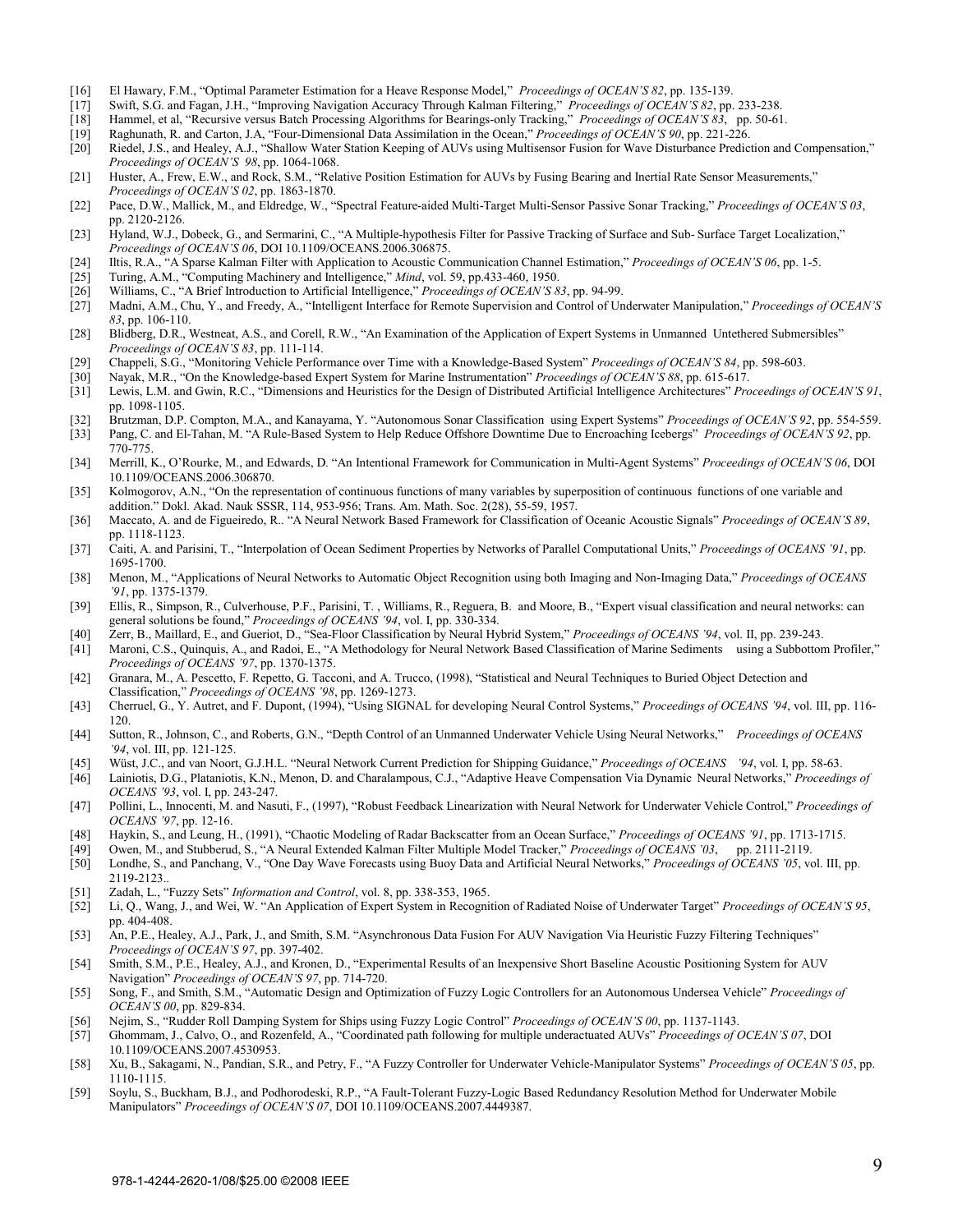[16] El Hawary, F.M., "Optimal Parameter Estimation for a Heave Response Model," *Proceedings of OCEAN'S 82*, pp. 135-139.

[17] Swift, S.G. and Fagan, J.H., "Improving Navigation Accuracy Through Kalman Filtering," *Proceedings of OCEAN'S 82*, pp. 233-238.

[18] Hammel, et al, "Recursive versus Batch Processing Algorithms for Bearings-only Tracking," *Proceedings of OCEAN'S 83*, pp. 50-61.

[19] Raghunath, R. and Carton, J.A, "Four-Dimensional Data Assimilation in the Ocean," *Proceedings of OCEAN'S 90*, pp. 221-226.

[20] Riedel, J.S., and Healey, A.J., "Shallow Water Station Keeping of AUVs using Multisensor Fusion for Wave Disturbance Prediction and Compensation," *Proceedings of OCEAN'S 98*, pp. 1064-1068.

[21] Huster, A., Frew, E.W., and Rock, S.M., "Relative Position Estimation for AUVs by Fusing Bearing and Inertial Rate Sensor Measurements," *Proceedings of OCEAN'S 02*, pp. 1863-1870.

[22] Pace, D.W., Mallick, M., and Eldredge, W., "Spectral Feature-aided Multi-Target Multi-Sensor Passive Sonar Tracking," *Proceedings of OCEAN'S 03*, pp. 2120-2126.

[23] Hyland, W.J., Dobeck, G., and Sermarini, C., "A Multiple-hypothesis Filter for Passive Tracking of Surface and Sub- Surface Target Localization," *Proceedings of OCEAN'S 06*, DOI 10.1109/OCEANS.2006.306875.

[24] Iltis, R.A., "A Sparse Kalman Filter with Application to Acoustic Communication Channel Estimation," *Proceedings of OCEAN'S 06*, pp. 1-5.

[25] Turing, A.M., "Computing Machinery and Intelligence," *Mind*, vol. 59, pp.433-460, 1950.

[26] Williams, C., "A Brief Introduction to Artificial Intelligence," *Proceedings of OCEAN'S 83*, pp. 94-99.

[27] Madni, A.M., Chu, Y., and Freedy, A., "Intelligent Interface for Remote Supervision and Control of Underwater Manipulation," *Proceedings of OCEAN'S 83*, pp. 106-110.

[28] Blidberg, D.R., Westneat, A.S., and Corell, R.W., "An Examination of the Application of Expert Systems in Unmanned Untethered Submersibles" *Proceedings of OCEAN'S 83*, pp. 111-114.

[29] Chappeli, S.G., "Monitoring Vehicle Performance over Time with a Knowledge-Based System" *Proceedings of OCEAN'S 84*, pp. 598-603.

[30] Nayak, M.R., "On the Knowledge-based Expert System for Marine Instrumentation" *Proceedings of OCEAN'S 88*, pp. 615-617.

[31] Lewis, L.M. and Gwin, R.C., "Dimensions and Heuristics for the Design of Distributed Artificial Intelligence Architectures" *Proceedings of OCEAN'S 91*, pp. 1098-1105.

[32] Brutzman, D.P. Compton, M.A., and Kanayama, Y. "Autonomous Sonar Classification using Expert Systems" *Proceedings of OCEAN'S 92*, pp. 554-559.

[33] Pang, C. and El-Tahan, M. "A Rule-Based System to Help Reduce Offshore Downtime Due to Encroaching Icebergs" *Proceedings of OCEAN'S 92*, pp. 770-775.

[34] Merrill, K., O'Rourke, M., and Edwards, D. "An Intentional Framework for Communication in Multi-Agent Systems" *Proceedings of OCEAN'S 06*, DOI 10.1109/OCEANS.2006.306870.

[35] Kolmogorov, A.N., "On the representation of continuous functions of many variables by superposition of continuous functions of one variable and addition." Dokl. Akad. Nauk SSSR, 114, 953-956; Trans. Am. Math. Soc. 2(28), 55-59, 1957.

[36] Maccato, A. and de Figueiredo, R.. "A Neural Network Based Framework for Classification of Oceanic Acoustic Signals" *Proceedings of OCEAN'S 89*, pp. 1118-1123.

[37] Caiti, A. and Parisini, T., "Interpolation of Ocean Sediment Properties by Networks of Parallel Computational Units," *Proceedings of OCEANS '91*, pp. 1695-1700.

[38] Menon, M., "Applications of Neural Networks to Automatic Object Recognition using both Imaging and Non-Imaging Data," *Proceedings of OCEANS '91*, pp. 1375-1379.

[39] Ellis, R., Simpson, R., Culverhouse, P.F., Parisini, T. , Williams, R., Reguera, B. and Moore, B., "Expert visual classification and neural networks: can general solutions be found," *Proceedings of OCEANS '94*, vol. I, pp. 330-334.

[40] Zerr, B., Maillard, E., and Gueriot, D., "Sea-Floor Classification by Neural Hybrid System," *Proceedings of OCEANS '94*, vol. II, pp. 239-243.

[41] Maroni, C.S., Quinquis, A., and Radoi, E., "A Methodology for Neural Network Based Classification of Marine Sediments using a Subbottom Profiler," *Proceedings of OCEANS '97*, pp. 1370-1375.

[42] Granara, M., A. Pescetto, F. Repetto, G. Tacconi, and A. Trucco, (1998), "Statistical and Neural Techniques to Buried Object Detection and Classification," *Proceedings of OCEANS '98*, pp. 1269-1273.

[43] Cherruel, G., Y. Autret, and F. Dupont, (1994), "Using SIGNAL for developing Neural Control Systems," *Proceedings of OCEANS '94*, vol. III, pp. 116-120.

[44] Sutton, R., Johnson, C., and Roberts, G.N., "Depth Control of an Unmanned Underwater Vehicle Using Neural Networks," *Proceedings of OCEANS '94*, vol. III, pp. 121-125.

[45] Wüst, J.C., and van Noort, G.J.H.L. "Neural Network Current Prediction for Shipping Guidance," *Proceedings of OCEANS '94*, vol. I, pp. 58-63.

[46] Lainiotis, D.G., Plataniotis, K.N., Menon, D. and Charalampous, C.J., "Adaptive Heave Compensation Via Dynamic Neural Networks," *Proceedings of OCEANS '93*, vol. I, pp. 243-247.

[47] Pollini, L., Innocenti, M. and Nasuti, F., (1997), "Robust Feedback Linearization with Neural Network for Underwater Vehicle Control," *Proceedings of OCEANS '97*, pp. 12-16.

[48] Haykin, S., and Leung, H., (1991), "Chaotic Modeling of Radar Backscatter from an Ocean Surface," *Proceedings of OCEANS '91*, pp. 1713-1715.

[49] Owen, M., and Stubberud, S., "A Neural Extended Kalman Filter Multiple Model Tracker," *Proceedings of OCEANS '03*, pp. 2111-2119.

[50] Londhe, S., and Panchang, V., "One Day Wave Forecasts using Buoy Data and Artificial Neural Networks," *Proceedings of OCEANS '05*, vol. III, pp. 2119-2123..

[51] Zadah, L., "Fuzzy Sets" *Information and Control*, vol. 8, pp. 338-353, 1965.

[52] Li, Q., Wang, J., and Wei, W. "An Application of Expert System in Recognition of Radiated Noise of Underwater Target" *Proceedings of OCEAN'S 95*, pp. 404-408.

[53] An, P.E., Healey, A.J., Park, J., and Smith, S.M. "Asynchronous Data Fusion For AUV Navigation Via Heuristic Fuzzy Filtering Techniques" *Proceedings of OCEAN'S 97*, pp. 397-402.

[54] Smith, S.M., P.E., Healey, A.J., and Kronen, D., "Experimental Results of an Inexpensive Short Baseline Acoustic Positioning System for AUV Navigation" *Proceedings of OCEAN'S 97*, pp. 714-720.

[55] Song, F., and Smith, S.M., "Automatic Design and Optimization of Fuzzy Logic Controllers for an Autonomous Undersea Vehicle" *Proceedings of OCEAN'S 00*, pp. 829-834.

[56] Nejim, S., "Rudder Roll Damping System for Ships using Fuzzy Logic Control" *Proceedings of OCEAN'S 00*, pp. 1137-1143.

[57] Ghommam, J., Calvo, O., and Rozenfeld, A., "Coordinated path following for multiple underactuated AUVs" *Proceedings of OCEAN'S 07*, DOI 10.1109/OCEANS.2007.4530953.

[58] Xu, B., Sakagami, N., Pandian, S.R., and Petry, F., "A Fuzzy Controller for Underwater Vehicle-Manipulator Systems" *Proceedings of OCEAN'S 05*, pp. 1110-1115.

[59] Soylu, S., Buckham, B.J., and Podhorodeski, R.P., "A Fault-Tolerant Fuzzy-Logic Based Redundancy Resolution Method for Underwater Mobile Manipulators" *Proceedings of OCEAN'S 07*, DOI 10.1109/OCEANS.2007.4449387.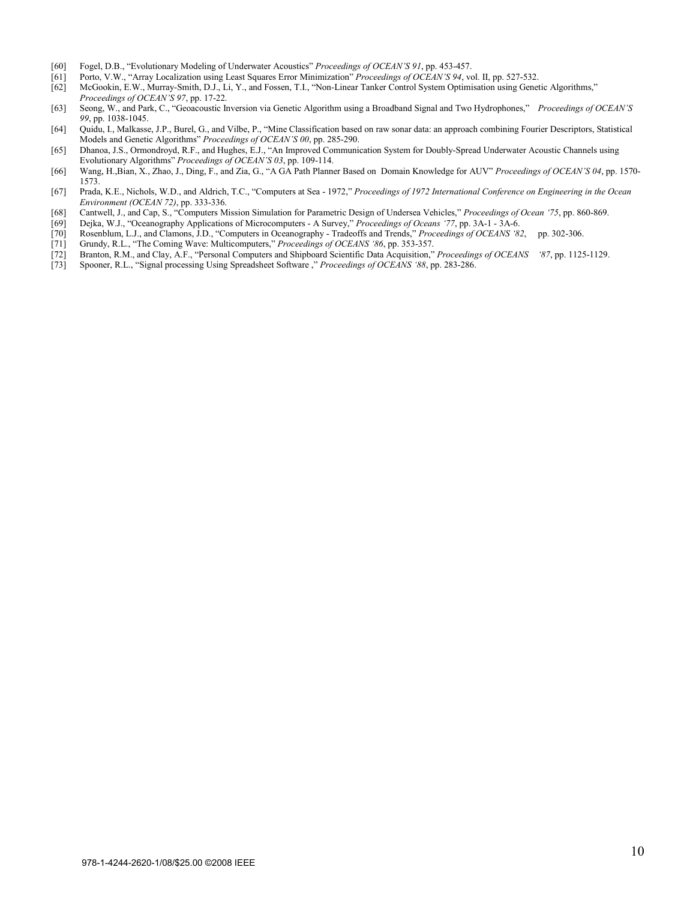[60] Fogel, D.B., "Evolutionary Modeling of Underwater Acoustics" *Proceedings of OCEAN'S 91*, pp. 453-457.

[61] Porto, V.W., "Array Localization using Least Squares Error Minimization" *Proceedings of OCEAN'S 94*, vol. II, pp. 527-532.

[62] McGookin, E.W., Murray-Smith, D.J., Li, Y., and Fossen, T.I., "Non-Linear Tanker Control System Optimisation using Genetic Algorithms," *Proceedings of OCEAN'S 97*, pp. 17-22.

[63] Seong, W., and Park, C., "Geoacoustic Inversion via Genetic Algorithm using a Broadband Signal and Two Hydrophones," *Proceedings of OCEAN'S 99*, pp. 1038-1045.

[64] Quidu, I., Malkasse, J.P., Burel, G., and Vilbe, P., "Mine Classification based on raw sonar data: an approach combining Fourier Descriptors, Statistical Models and Genetic Algorithms" *Proceedings of OCEAN'S 00*, pp. 285-290.

[65] Dhanoa, J.S., Ormondroyd, R.F., and Hughes, E.J., "An Improved Communication System for Doubly-Spread Underwater Acoustic Channels using Evolutionary Algorithms" *Proceedings of OCEAN'S 03*, pp. 109-114.

[66] Wang, H.,Bian, X., Zhao, J., Ding, F., and Zia, G., "A GA Path Planner Based on Domain Knowledge for AUV" *Proceedings of OCEAN'S 04*, pp. 1570-1573.

[67] Prada, K.E., Nichols, W.D., and Aldrich, T.C., "Computers at Sea - 1972," *Proceedings of 1972 International Conference on Engineering in the Ocean Environment (OCEAN 72)*, pp. 333-336.

[68] Cantwell, J., and Cap, S., "Computers Mission Simulation for Parametric Design of Undersea Vehicles," *Proceedings of Ocean '75*, pp. 860-869.

[69] Dejka, W.J., "Oceanography Applications of Microcomputers - A Survey," *Proceedings of Oceans '77*, pp. 3A-1 - 3A-6.

[70] Rosenblum, L.J., and Clamons, J.D., "Computers in Oceanography - Tradeoffs and Trends," *Proceedings of OCEANS '82*, pp. 302-306.

[71] Grundy, R.L., "The Coming Wave: Multicomputers," *Proceedings of OCEANS '86*, pp. 353-357.

[72] Branton, R.M., and Clay, A.F., "Personal Computers and Shipboard Scientific Data Acquisition," *Proceedings of OCEANS '87*, pp. 1125-1129.

[73] Spooner, R.L., "Signal processing Using Spreadsheet Software ," *Proceedings of OCEANS '88*, pp. 283-286.